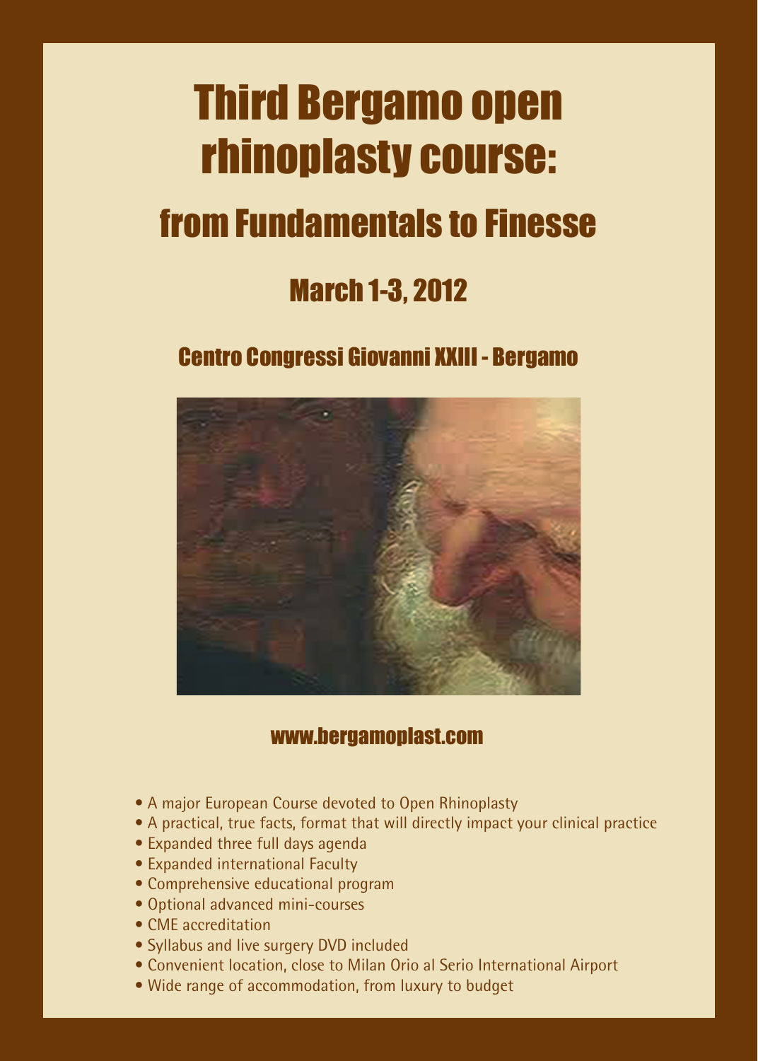# Third Bergamo open rhinoplasty course:

## from Fundamentals to Finesse

## March 1-3, 2012

### Centro Congressi Giovanni XXIII - Bergamo

www.bergamoplast.com

- A major European Course devoted to Open Rhinoplasty
- A practical, true facts, format that will directly impact your clinical practice
- Expanded three full days agenda
- Expanded international Faculty
- Comprehensive educational program
- Optional advanced mini-courses
- CME accreditation
- Syllabus and live surgery DVD included
- Convenient location, close to Milan Orio al Serio International Airport
- Wide range of accommodation, from luxury to budget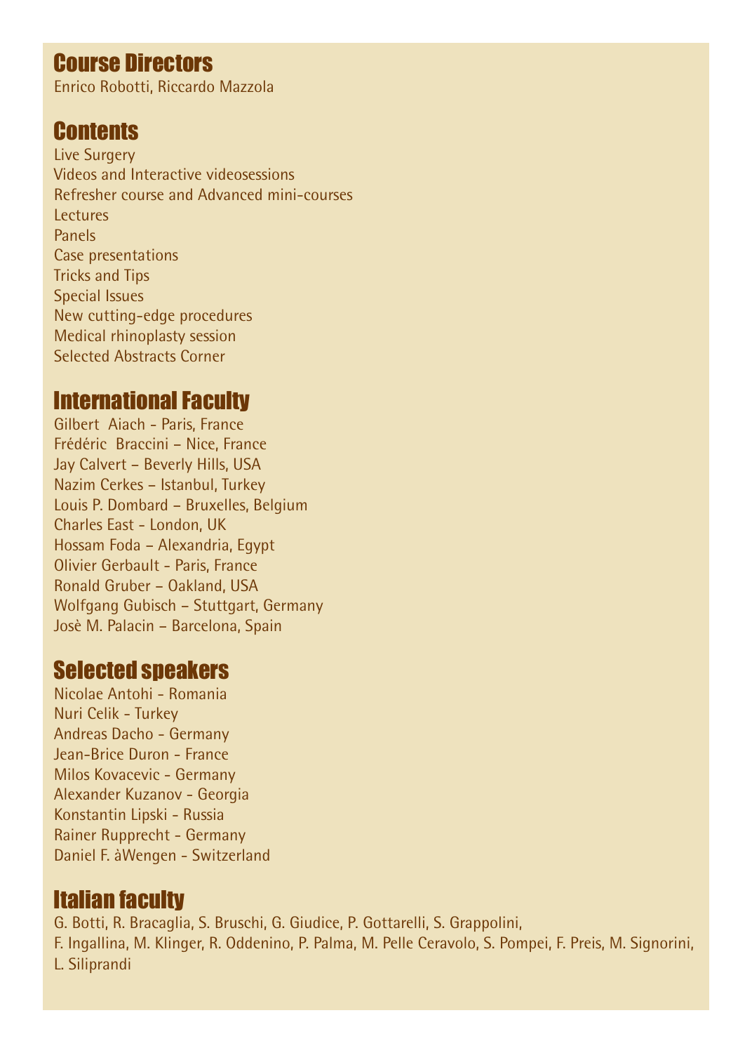## Course Directors

Enrico Robotti, Riccardo Mazzola

## Contents

Live Surgery
Videos and Interactive videosessions
Refresher course and Advanced mini-courses
Lectures
Panels
Case presentations
Tricks and Tips
Special Issues
New cutting-edge procedures
Medical rhinoplasty session
Selected Abstracts Corner

## International Faculty

Gilbert Aiach - Paris, France
Frédéric Braccini – Nice, France
Jay Calvert – Beverly Hills, USA
Nazim Cerkes – Istanbul, Turkey
Louis P. Dombard – Bruxelles, Belgium
Charles East - London, UK
Hossam Foda – Alexandria, Egypt
Olivier Gerbault - Paris, France
Ronald Gruber – Oakland, USA
Wolfgang Gubisch – Stuttgart, Germany
Josè M. Palacin – Barcelona, Spain

## Selected speakers

Nicolae Antohi - Romania
Nuri Celik - Turkey
Andreas Dacho - Germany
Jean-Brice Duron - France
Milos Kovacevic - Germany
Alexander Kuzanov - Georgia
Konstantin Lipski - Russia
Rainer Rupprecht - Germany
Daniel F. àWengen - Switzerland

## Italian faculty

G. Botti, R. Bracaglia, S. Bruschi, G. Giudice, P. Gottarelli, S. Grappolini, F. Ingallina, M. Klinger, R. Oddenino, P. Palma, M. Pelle Ceravolo, S. Pompei, F. Preis, M. Signorini, L. Siliprandi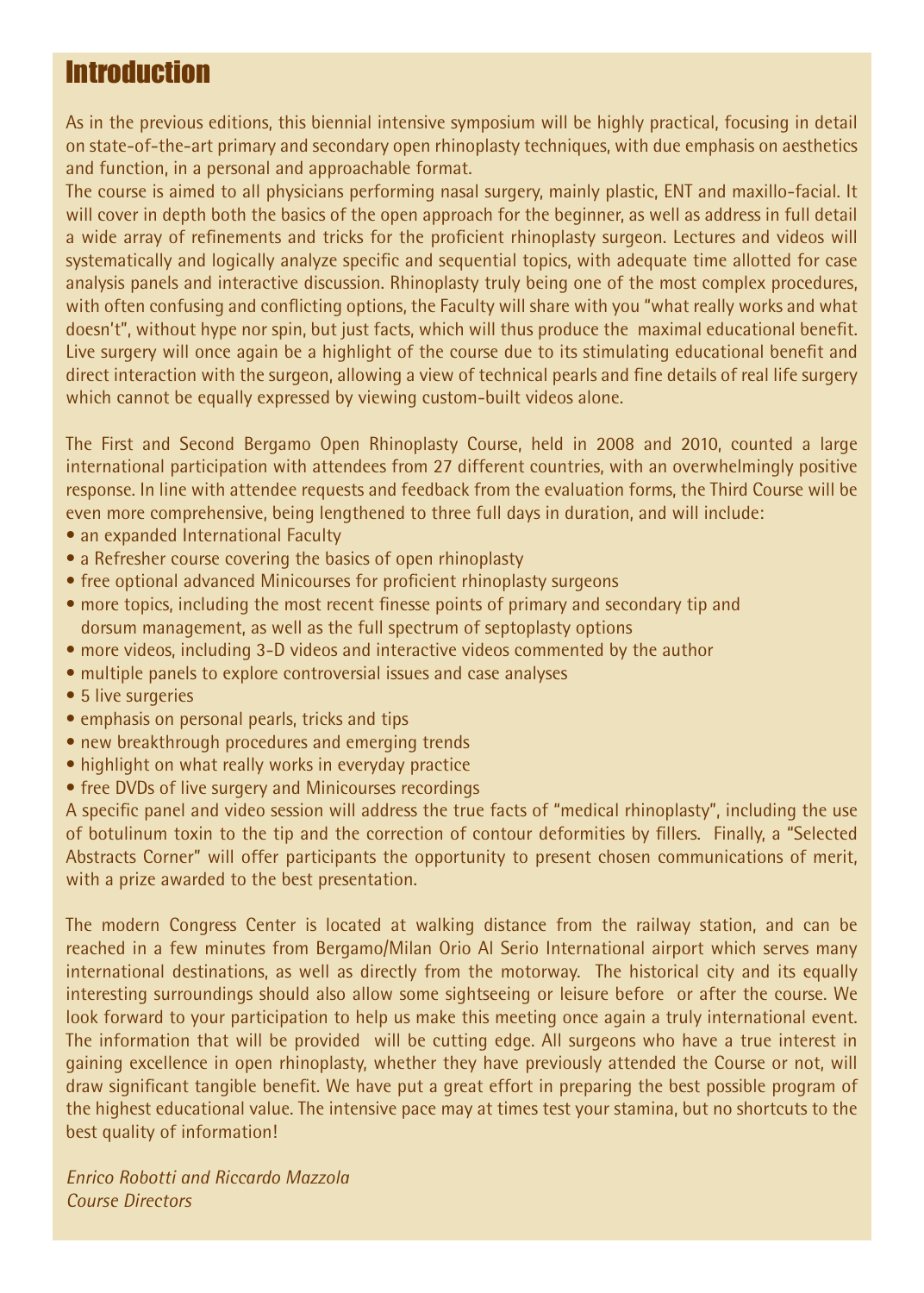# Introduction

As in the previous editions, this biennial intensive symposium will be highly practical, focusing in detail on state-of-the-art primary and secondary open rhinoplasty techniques, with due emphasis on aesthetics and function, in a personal and approachable format.
The course is aimed to all physicians performing nasal surgery, mainly plastic, ENT and maxillo-facial. It will cover in depth both the basics of the open approach for the beginner, as well as address in full detail a wide array of refinements and tricks for the proficient rhinoplasty surgeon. Lectures and videos will systematically and logically analyze specific and sequential topics, with adequate time allotted for case analysis panels and interactive discussion. Rhinoplasty truly being one of the most complex procedures, with often confusing and conflicting options, the Faculty will share with you "what really works and what doesn't", without hype nor spin, but just facts, which will thus produce the maximal educational benefit. Live surgery will once again be a highlight of the course due to its stimulating educational benefit and direct interaction with the surgeon, allowing a view of technical pearls and fine details of real life surgery which cannot be equally expressed by viewing custom-built videos alone.

The First and Second Bergamo Open Rhinoplasty Course, held in 2008 and 2010, counted a large international participation with attendees from 27 different countries, with an overwhelmingly positive response. In line with attendee requests and feedback from the evaluation forms, the Third Course will be even more comprehensive, being lengthened to three full days in duration, and will include:

- an expanded International Faculty
- a Refresher course covering the basics of open rhinoplasty
- free optional advanced Minicourses for proficient rhinoplasty surgeons
- more topics, including the most recent finesse points of primary and secondary tip and dorsum management, as well as the full spectrum of septoplasty options
- more videos, including 3-D videos and interactive videos commented by the author
- multiple panels to explore controversial issues and case analyses
- 5 live surgeries
- emphasis on personal pearls, tricks and tips
- new breakthrough procedures and emerging trends
- highlight on what really works in everyday practice
- free DVDs of live surgery and Minicourses recordings

A specific panel and video session will address the true facts of "medical rhinoplasty", including the use of botulinum toxin to the tip and the correction of contour deformities by fillers. Finally, a "Selected Abstracts Corner" will offer participants the opportunity to present chosen communications of merit, with a prize awarded to the best presentation.

The modern Congress Center is located at walking distance from the railway station, and can be reached in a few minutes from Bergamo/Milan Orio Al Serio International airport which serves many international destinations, as well as directly from the motorway. The historical city and its equally interesting surroundings should also allow some sightseeing or leisure before or after the course. We look forward to your participation to help us make this meeting once again a truly international event. The information that will be provided will be cutting edge. All surgeons who have a true interest in gaining excellence in open rhinoplasty, whether they have previously attended the Course or not, will draw significant tangible benefit. We have put a great effort in preparing the best possible program of the highest educational value. The intensive pace may at times test your stamina, but no shortcuts to the best quality of information!

*Enrico Robotti and Riccardo Mazzola*
*Course Directors*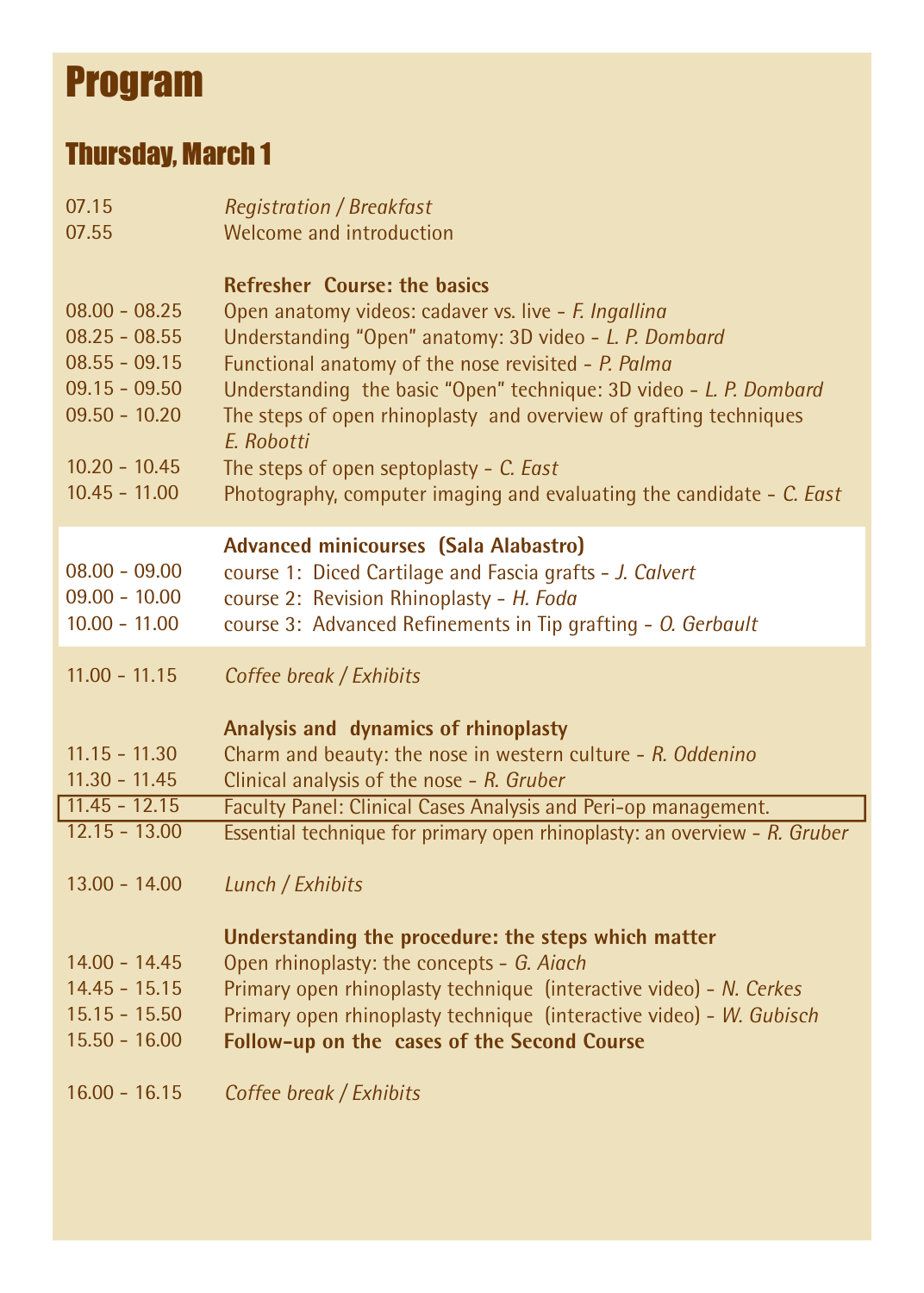# Program

## Thursday, March 1

| | |
|---|---|
| 07.15 | *Registration / Breakfast* |
| 07.55 | Welcome and introduction |
| | **Refresher Course: the basics** |
| 08.00 - 08.25 | Open anatomy videos: cadaver vs. live - *F. Ingallina* |
| 08.25 - 08.55 | Understanding "Open" anatomy: 3D video - *L. P. Dombard* |
| 08.55 - 09.15 | Functional anatomy of the nose revisited - *P. Palma* |
| 09.15 - 09.50 | Understanding the basic "Open" technique: 3D video - *L. P. Dombard* |
| 09.50 - 10.20 | The steps of open rhinoplasty and overview of grafting techniques *E. Robotti* |
| 10.20 - 10.45 | The steps of open septoplasty - *C. East* |
| 10.45 - 11.00 | Photography, computer imaging and evaluating the candidate - *C. East* |
| | **Advanced minicourses (Sala Alabastro)** |
| 08.00 - 09.00 | course 1: Diced Cartilage and Fascia grafts - *J. Calvert* |
| 09.00 - 10.00 | course 2: Revision Rhinoplasty - *H. Foda* |
| 10.00 - 11.00 | course 3: Advanced Refinements in Tip grafting - *O. Gerbault* |
| 11.00 - 11.15 | *Coffee break / Exhibits* |
| | **Analysis and dynamics of rhinoplasty** |
| 11.15 - 11.30 | Charm and beauty: the nose in western culture - *R. Oddenino* |
| 11.30 - 11.45 | Clinical analysis of the nose - *R. Gruber* |
| 11.45 - 12.15 | Faculty Panel: Clinical Cases Analysis and Peri-op management. |
| 12.15 - 13.00 | Essential technique for primary open rhinoplasty: an overview - *R. Gruber* |
| 13.00 - 14.00 | *Lunch / Exhibits* |
| | **Understanding the procedure: the steps which matter** |
| 14.00 - 14.45 | Open rhinoplasty: the concepts - *G. Aiach* |
| 14.45 - 15.15 | Primary open rhinoplasty technique (interactive video) - *N. Cerkes* |
| 15.15 - 15.50 | Primary open rhinoplasty technique (interactive video) - *W. Gubisch* |
| 15.50 - 16.00 | **Follow-up on the cases of the Second Course** |
| 16.00 - 16.15 | *Coffee break / Exhibits* |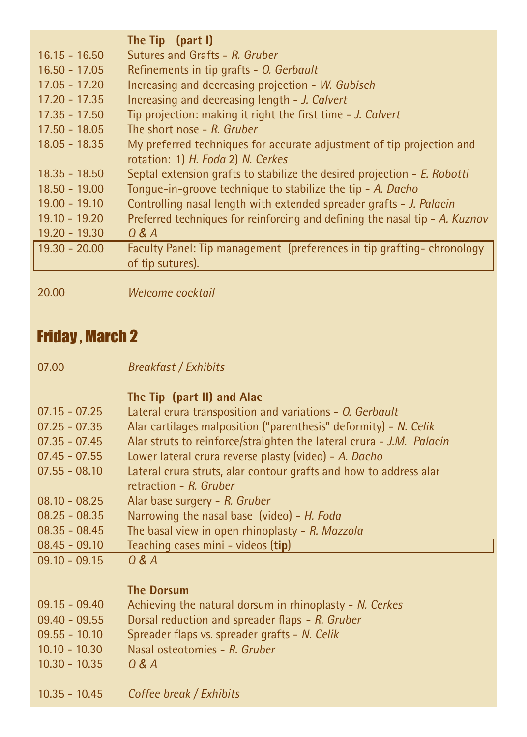| | **The Tip (part I)** |
|---|---|
| 16.15 - 16.50 | Sutures and Grafts - *R. Gruber* |
| 16.50 - 17.05 | Refinements in tip grafts - *O. Gerbault* |
| 17.05 - 17.20 | Increasing and decreasing projection - *W. Gubisch* |
| 17.20 - 17.35 | Increasing and decreasing length - *J. Calvert* |
| 17.35 - 17.50 | Tip projection: making it right the first time - *J. Calvert* |
| 17.50 - 18.05 | The short nose - *R. Gruber* |
| 18.05 - 18.35 | My preferred techniques for accurate adjustment of tip projection and rotation: 1) *H. Foda* 2) *N. Cerkes* |
| 18.35 - 18.50 | Septal extension grafts to stabilize the desired projection - *E. Robotti* |
| 18.50 - 19.00 | Tongue-in-groove technique to stabilize the tip - *A. Dacho* |
| 19.00 - 19.10 | Controlling nasal length with extended spreader grafts - *J. Palacin* |
| 19.10 - 19.20 | Preferred techniques for reinforcing and defining the nasal tip - *A. Kuznov* |
| 19.20 - 19.30 | *Q & A* |
| 19.30 - 20.00 | Faculty Panel: Tip management (preferences in tip grafting- chronology of tip sutures). |
| 20.00 | *Welcome cocktail* |

## Friday , March 2

| | |
|---|---|
| 07.00 | *Breakfast / Exhibits* |
| | **The Tip (part II) and Alae** |
| 07.15 - 07.25 | Lateral crura transposition and variations - *O. Gerbault* |
| 07.25 - 07.35 | Alar cartilages malposition ("parenthesis" deformity) - *N. Celik* |
| 07.35 - 07.45 | Alar struts to reinforce/straighten the lateral crura - *J.M. Palacin* |
| 07.45 - 07.55 | Lower lateral crura reverse plasty (video) - *A. Dacho* |
| 07.55 - 08.10 | Lateral crura struts, alar contour grafts and how to address alar retraction - *R. Gruber* |
| 08.10 - 08.25 | Alar base surgery - *R. Gruber* |
| 08.25 - 08.35 | Narrowing the nasal base (video) - *H. Foda* |
| 08.35 - 08.45 | The basal view in open rhinoplasty - *R. Mazzola* |
| 08.45 - 09.10 | Teaching cases mini - videos (**tip**) |
| 09.10 - 09.15 | *Q & A* |
| | **The Dorsum** |
| 09.15 - 09.40 | Achieving the natural dorsum in rhinoplasty - *N. Cerkes* |
| 09.40 - 09.55 | Dorsal reduction and spreader flaps - *R. Gruber* |
| 09.55 - 10.10 | Spreader flaps vs. spreader grafts - *N. Celik* |
| 10.10 - 10.30 | Nasal osteotomies - *R. Gruber* |
| 10.30 - 10.35 | *Q & A* |
| 10.35 - 10.45 | *Coffee break / Exhibits* |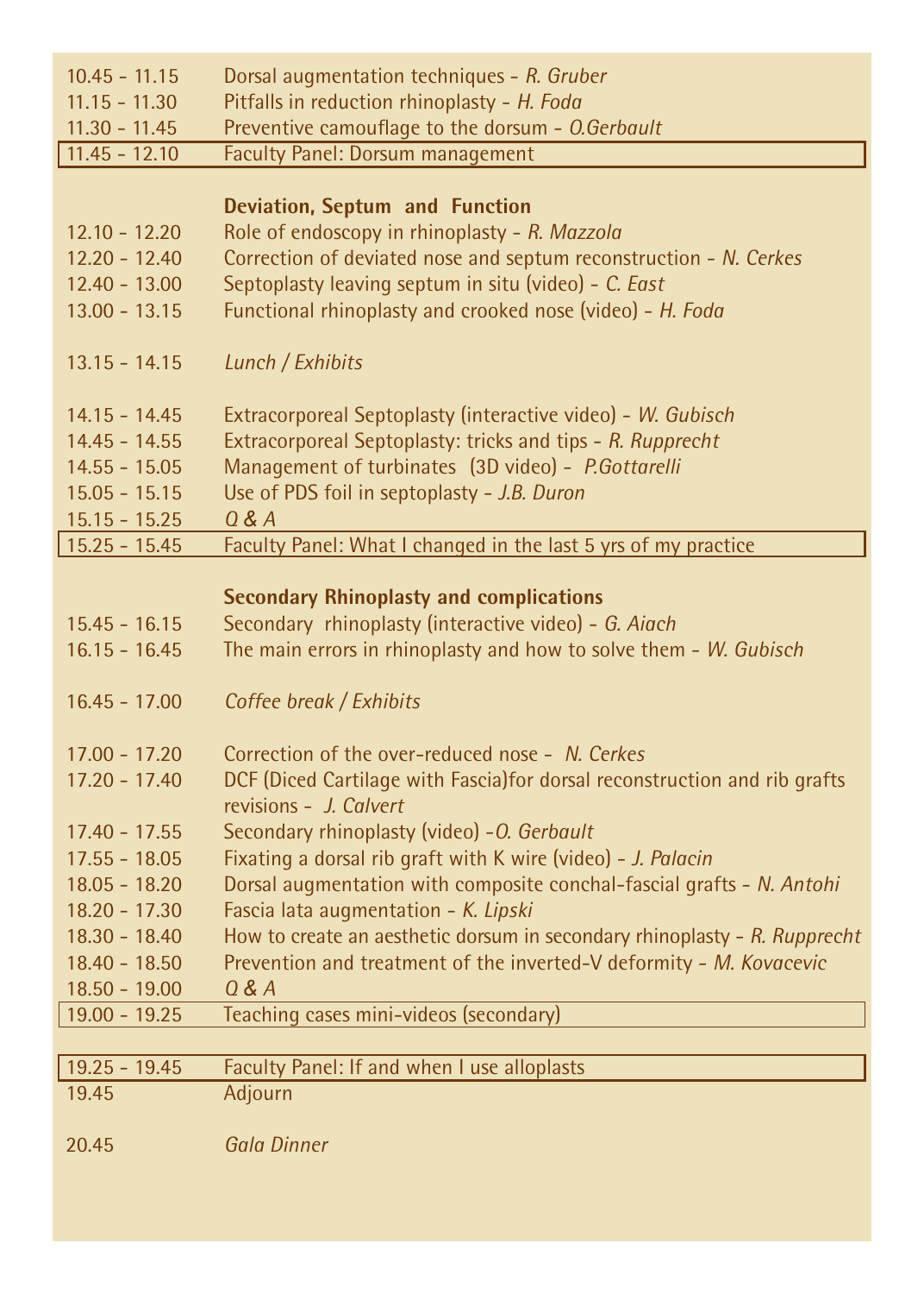| | |
|---|---|
| 10.45 - 11.15 | Dorsal augmentation techniques - *R. Gruber* |
| 11.15 - 11.30 | Pitfalls in reduction rhinoplasty - *H. Foda* |
| 11.30 - 11.45 | Preventive camouflage to the dorsum - *O.Gerbault* |
| 11.45 - 12.10 | Faculty Panel: Dorsum management |
| | **Deviation, Septum and Function** |
| 12.10 - 12.20 | Role of endoscopy in rhinoplasty - *R. Mazzola* |
| 12.20 - 12.40 | Correction of deviated nose and septum reconstruction - *N. Cerkes* |
| 12.40 - 13.00 | Septoplasty leaving septum in situ (video) - *C. East* |
| 13.00 - 13.15 | Functional rhinoplasty and crooked nose (video) - *H. Foda* |
| 13.15 - 14.15 | *Lunch / Exhibits* |
| 14.15 - 14.45 | Extracorporeal Septoplasty (interactive video) - *W. Gubisch* |
| 14.45 - 14.55 | Extracorporeal Septoplasty: tricks and tips - *R. Rupprecht* |
| 14.55 - 15.05 | Management of turbinates (3D video) - *P.Gottarelli* |
| 15.05 - 15.15 | Use of PDS foil in septoplasty - *J.B. Duron* |
| 15.15 - 15.25 | *Q & A* |
| 15.25 - 15.45 | Faculty Panel: What I changed in the last 5 yrs of my practice |
| | **Secondary Rhinoplasty and complications** |
| 15.45 - 16.15 | Secondary rhinoplasty (interactive video) - *G. Aiach* |
| 16.15 - 16.45 | The main errors in rhinoplasty and how to solve them - *W. Gubisch* |
| 16.45 - 17.00 | *Coffee break / Exhibits* |
| 17.00 - 17.20 | Correction of the over-reduced nose - *N. Cerkes* |
| 17.20 - 17.40 | DCF (Diced Cartilage with Fascia)for dorsal reconstruction and rib grafts revisions - *J. Calvert* |
| 17.40 - 17.55 | Secondary rhinoplasty (video) -*O. Gerbault* |
| 17.55 - 18.05 | Fixating a dorsal rib graft with K wire (video) - *J. Palacin* |
| 18.05 - 18.20 | Dorsal augmentation with composite conchal-fascial grafts - *N. Antohi* |
| 18.20 - 17.30 | Fascia lata augmentation - *K. Lipski* |
| 18.30 - 18.40 | How to create an aesthetic dorsum in secondary rhinoplasty - *R. Rupprecht* |
| 18.40 - 18.50 | Prevention and treatment of the inverted-V deformity - *M. Kovacevic* |
| 18.50 - 19.00 | *Q & A* |
| 19.00 - 19.25 | Teaching cases mini-videos (secondary) |
| 19.25 - 19.45 | Faculty Panel: If and when I use alloplasts |
| 19.45 | Adjourn |
| 20.45 | *Gala Dinner* |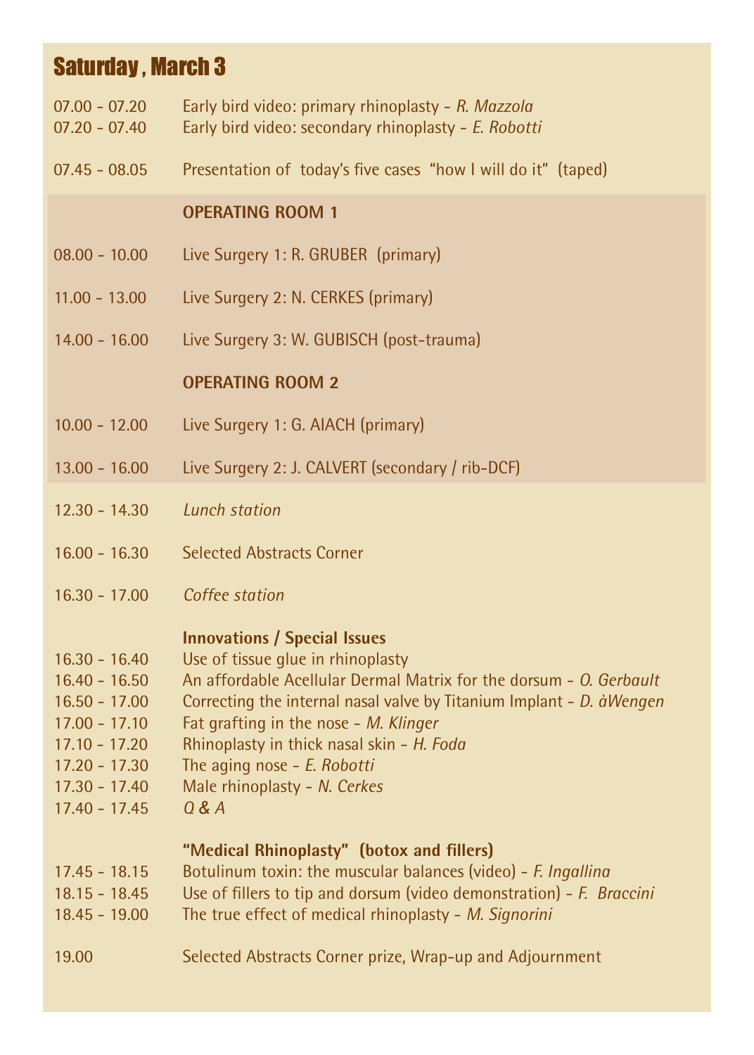# Saturday , March 3

07.00 - 07.20 Early bird video: primary rhinoplasty - *R. Mazzola*
07.20 - 07.40 Early bird video: secondary rhinoplasty - *E. Robotti*

07.45 - 08.05 Presentation of today's five cases "how I will do it" (taped)

**OPERATING ROOM 1**

08.00 - 10.00 Live Surgery 1: R. GRUBER (primary)

11.00 - 13.00 Live Surgery 2: N. CERKES (primary)

14.00 - 16.00 Live Surgery 3: W. GUBISCH (post-trauma)

**OPERATING ROOM 2**

10.00 - 12.00 Live Surgery 1: G. AIACH (primary)

13.00 - 16.00 Live Surgery 2: J. CALVERT (secondary / rib-DCF)

12.30 - 14.30 *Lunch station*

16.00 - 16.30 Selected Abstracts Corner

16.30 - 17.00 *Coffee station*

**Innovations / Special Issues**

16.30 - 16.40 Use of tissue glue in rhinoplasty
16.40 - 16.50 An affordable Acellular Dermal Matrix for the dorsum - *O. Gerbault*
16.50 - 17.00 Correcting the internal nasal valve by Titanium Implant - *D. àWengen*
17.00 - 17.10 Fat grafting in the nose - *M. Klinger*
17.10 - 17.20 Rhinoplasty in thick nasal skin - *H. Foda*
17.20 - 17.30 The aging nose - *E. Robotti*
17.30 - 17.40 Male rhinoplasty - *N. Cerkes*
17.40 - 17.45 *Q & A*

**"Medical Rhinoplasty" (botox and fillers)**

17.45 - 18.15 Botulinum toxin: the muscular balances (video) - *F. Ingallina*
18.15 - 18.45 Use of fillers to tip and dorsum (video demonstration) - *F. Braccini*
18.45 - 19.00 The true effect of medical rhinoplasty - *M. Signorini*

19.00 Selected Abstracts Corner prize, Wrap-up and Adjournment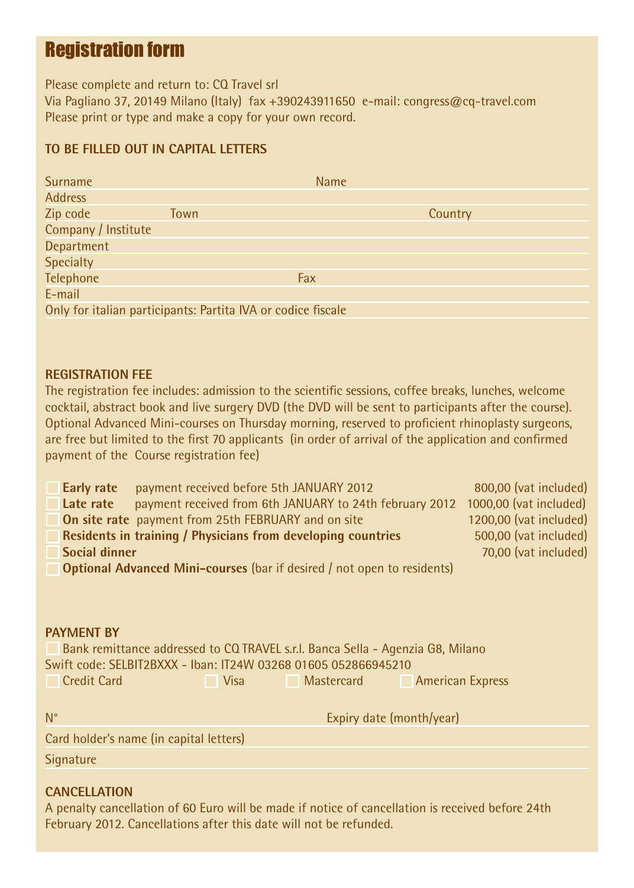# Registration form

Please complete and return to: CQ Travel srl
Via Pagliano 37, 20149 Milano (Italy) fax +390243911650 e-mail: congress@cq-travel.com
Please print or type and make a copy for your own record.

**TO BE FILLED OUT IN CAPITAL LETTERS**

Surname Name

Address

Zip code Town Country

Company / Institute

Department

Specialty

Telephone Fax

E-mail

Only for italian participants: Partita IVA or codice fiscale

**REGISTRATION FEE**

The registration fee includes: admission to the scientific sessions, coffee breaks, lunches, welcome cocktail, abstract book and live surgery DVD (the DVD will be sent to participants after the course). Optional Advanced Mini-courses on Thursday morning, reserved to proficient rhinoplasty surgeons, are free but limited to the first 70 applicants (in order of arrival of the application and confirmed payment of the Course registration fee)

- ☐ **Early rate** payment received before 5th JANUARY 2012 — 800,00 (vat included)
- ☐ **Late rate** payment received from 6th JANUARY to 24th february 2012 — 1000,00 (vat included)
- ☐ **On site rate** payment from 25th FEBRUARY and on site — 1200,00 (vat included)
- ☐ **Residents in training / Physicians from developing countries** — 500,00 (vat included)
- ☐ **Social dinner** — 70,00 (vat included)
- ☐ **Optional Advanced Mini-courses** (bar if desired / not open to residents)

**PAYMENT BY**

☐ Bank remittance addressed to CQ TRAVEL s.r.l. Banca Sella - Agenzia G8, Milano
Swift code: SELBIT2BXXX - Iban: IT24W 03268 01605 052866945210

☐ Credit Card ☐ Visa ☐ Mastercard ☐ American Express

N° Expiry date (month/year)

Card holder's name (in capital letters)

Signature

**CANCELLATION**

A penalty cancellation of 60 Euro will be made if notice of cancellation is received before 24th February 2012. Cancellations after this date will not be refunded.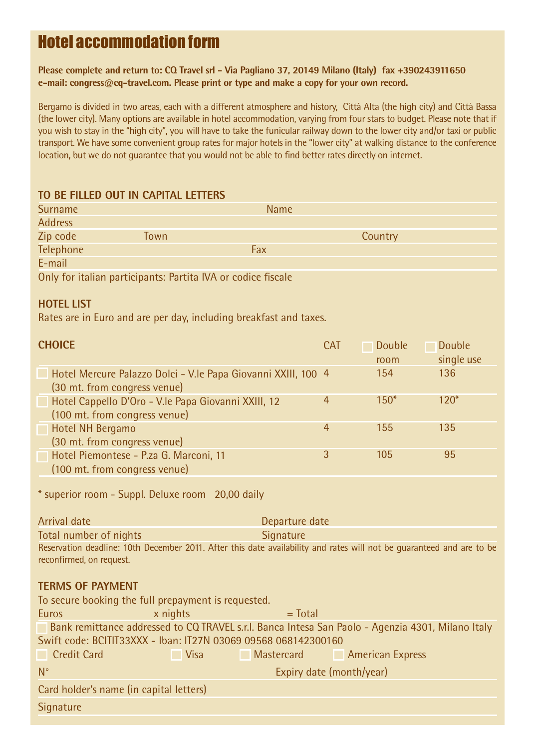# Hotel accommodation form

**Please complete and return to: CQ Travel srl - Via Pagliano 37, 20149 Milano (Italy) fax +390243911650**
**e-mail: congress@cq-travel.com. Please print or type and make a copy for your own record.**

Bergamo is divided in two areas, each with a different atmosphere and history, Città Alta (the high city) and Città Bassa (the lower city). Many options are available in hotel accommodation, varying from four stars to budget. Please note that if you wish to stay in the "high city", you will have to take the funicular railway down to the lower city and/or taxi or public transport. We have some convenient group rates for major hotels in the "lower city" at walking distance to the conference location, but we do not guarantee that you would not be able to find better rates directly on internet.

## TO BE FILLED OUT IN CAPITAL LETTERS

Surname ______ Name ______

Address ______

Zip code ______ Town ______ Country ______

Telephone ______ Fax ______

E-mail ______

Only for italian participants: Partita IVA or codice fiscale ______

## HOTEL LIST

Rates are in Euro and are per day, including breakfast and taxes.

| CHOICE | CAT | ☐ Double room | ☐ Double single use |
|---|---|---|---|
| ☐ Hotel Mercure Palazzo Dolci - V.le Papa Giovanni XXIII, 100 (30 mt. from congress venue) | 4 | 154 | 136 |
| ☐ Hotel Cappello D'Oro - V.le Papa Giovanni XXIII, 12 (100 mt. from congress venue) | 4 | 150* | 120* |
| ☐ Hotel NH Bergamo (30 mt. from congress venue) | 4 | 155 | 135 |
| ☐ Hotel Piemontese - P.za G. Marconi, 11 (100 mt. from congress venue) | 3 | 105 | 95 |

* superior room - Suppl. Deluxe room 20,00 daily

Arrival date ______ Departure date ______

Total number of nights ______ Signature ______

Reservation deadline: 10th December 2011. After this date availability and rates will not be guaranteed and are to be reconfirmed, on request.

## TERMS OF PAYMENT

To secure booking the full prepayment is requested.

Euros ______ x nights ______ = Total ______

☐ Bank remittance addressed to CQ TRAVEL s.r.l. Banca Intesa San Paolo - Agenzia 4301, Milano Italy
Swift code: BCITIT33XXX - Iban: IT27N 03069 09568 068142300160

☐ Credit Card ☐ Visa ☐ Mastercard ☐ American Express

N° ______ Expiry date (month/year) ______

Card holder's name (in capital letters) ______

Signature ______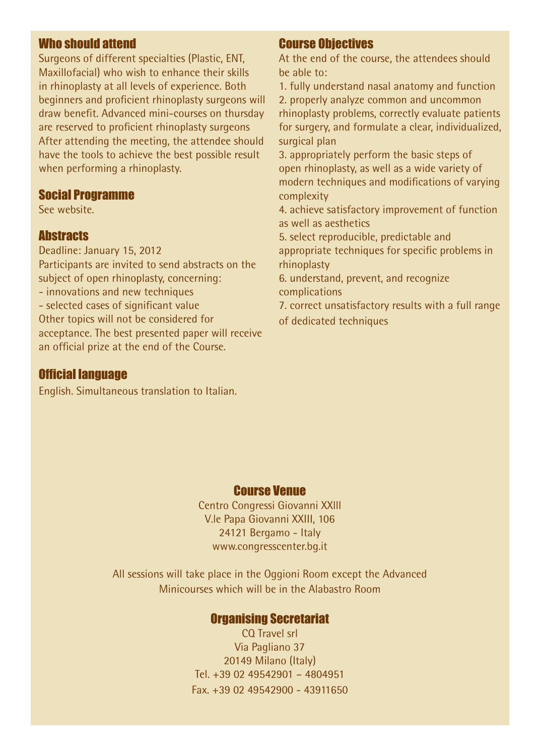## Who should attend

Surgeons of different specialties (Plastic, ENT, Maxillofacial) who wish to enhance their skills in rhinoplasty at all levels of experience. Both beginners and proficient rhinoplasty surgeons will draw benefit. Advanced mini-courses on thursday are reserved to proficient rhinoplasty surgeons After attending the meeting, the attendee should have the tools to achieve the best possible result when performing a rhinoplasty.

## Social Programme

See website.

## Abstracts

Deadline: January 15, 2012

Participants are invited to send abstracts on the subject of open rhinoplasty, concerning:

- innovations and new techniques
- selected cases of significant value

Other topics will not be considered for acceptance. The best presented paper will receive an official prize at the end of the Course.

## Official language

English. Simultaneous translation to Italian.

## Course Objectives

At the end of the course, the attendees should be able to:

1. fully understand nasal anatomy and function
2. properly analyze common and uncommon rhinoplasty problems, correctly evaluate patients for surgery, and formulate a clear, individualized, surgical plan
3. appropriately perform the basic steps of open rhinoplasty, as well as a wide variety of modern techniques and modifications of varying complexity
4. achieve satisfactory improvement of function as well as aesthetics
5. select reproducible, predictable and appropriate techniques for specific problems in rhinoplasty
6. understand, prevent, and recognize complications
7. correct unsatisfactory results with a full range of dedicated techniques

## Course Venue

Centro Congressi Giovanni XXIII
V.le Papa Giovanni XXIII, 106
24121 Bergamo - Italy
www.congresscenter.bg.it

All sessions will take place in the Oggioni Room except the Advanced Minicourses which will be in the Alabastro Room

## Organising Secretariat

CQ Travel srl
Via Pagliano 37
20149 Milano (Italy)
Tel. +39 02 49542901 – 4804951
Fax. +39 02 49542900 - 43911650